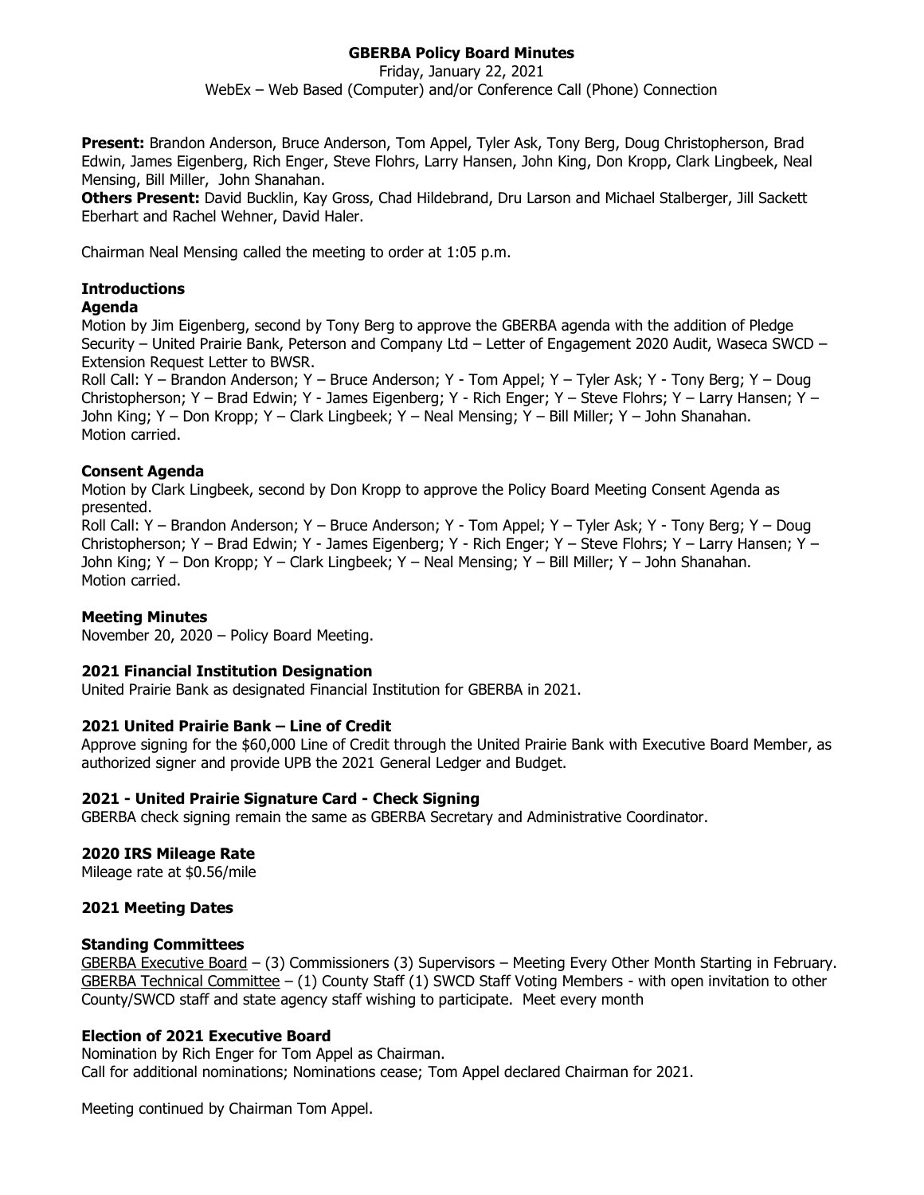# GBERBA Policy Board Minutes

Friday, January 22, 2021

WebEx – Web Based (Computer) and/or Conference Call (Phone) Connection

**Present:** Brandon Anderson, Bruce Anderson, Tom Appel, Tyler Ask, Tony Berg, Doug Christopherson, Brad Edwin, James Eigenberg, Rich Enger, Steve Flohrs, Larry Hansen, John King, Don Kropp, Clark Lingbeek, Neal Mensing, Bill Miller, John Shanahan.

**Others Present:** David Bucklin, Kay Gross, Chad Hildebrand, Dru Larson and Michael Stalberger, Jill Sackett Eberhart and Rachel Wehner, David Haler.

Chairman Neal Mensing called the meeting to order at 1:05 p.m.

## Introductions

### Agenda

Motion by Jim Eigenberg, second by Tony Berg to approve the GBERBA agenda with the addition of Pledge Security – United Prairie Bank, Peterson and Company Ltd – Letter of Engagement 2020 Audit, Waseca SWCD – Extension Request Letter to BWSR.

Roll Call: Y – Brandon Anderson; Y – Bruce Anderson; Y - Tom Appel; Y – Tyler Ask; Y - Tony Berg; Y – Doug Christopherson; Y – Brad Edwin; Y - James Eigenberg; Y - Rich Enger; Y – Steve Flohrs; Y – Larry Hansen; Y – John King; Y – Don Kropp; Y – Clark Lingbeek; Y – Neal Mensing; Y – Bill Miller; Y – John Shanahan.

Motion carried.

### Consent Agenda

Motion by Clark Lingbeek, second by Don Kropp to approve the Policy Board Meeting Consent Agenda as presented.

Roll Call: Y – Brandon Anderson; Y – Bruce Anderson; Y - Tom Appel; Y – Tyler Ask; Y - Tony Berg; Y – Doug Christopherson; Y – Brad Edwin; Y - James Eigenberg; Y - Rich Enger; Y – Steve Flohrs; Y – Larry Hansen; Y – John King; Y – Don Kropp; Y – Clark Lingbeek; Y – Neal Mensing; Y – Bill Miller; Y – John Shanahan.

Motion carried.

### Meeting Minutes

November 20, 2020 – Policy Board Meeting.

### 2021 Financial Institution Designation

United Prairie Bank as designated Financial Institution for GBERBA in 2021.

### 2021 United Prairie Bank – Line of Credit

Approve signing for the $60,000 Line of Credit through the United Prairie Bank with Executive Board Member, as authorized signer and provide UPB the 2021 General Ledger and Budget.

### 2021 - United Prairie Signature Card - Check Signing

GBERBA check signing remain the same as GBERBA Secretary and Administrative Coordinator.

### 2020 IRS Mileage Rate

Mileage rate at $0.56/mile

### 2021 Meeting Dates

### Standing Committees

GBERBA Executive Board – (3) Commissioners (3) Supervisors – Meeting Every Other Month Starting in February.

GBERBA Technical Committee – (1) County Staff (1) SWCD Staff Voting Members - with open invitation to other County/SWCD staff and state agency staff wishing to participate. Meet every month

### Election of 2021 Executive Board

Nomination by Rich Enger for Tom Appel as Chairman.

Call for additional nominations; Nominations cease; Tom Appel declared Chairman for 2021.

Meeting continued by Chairman Tom Appel.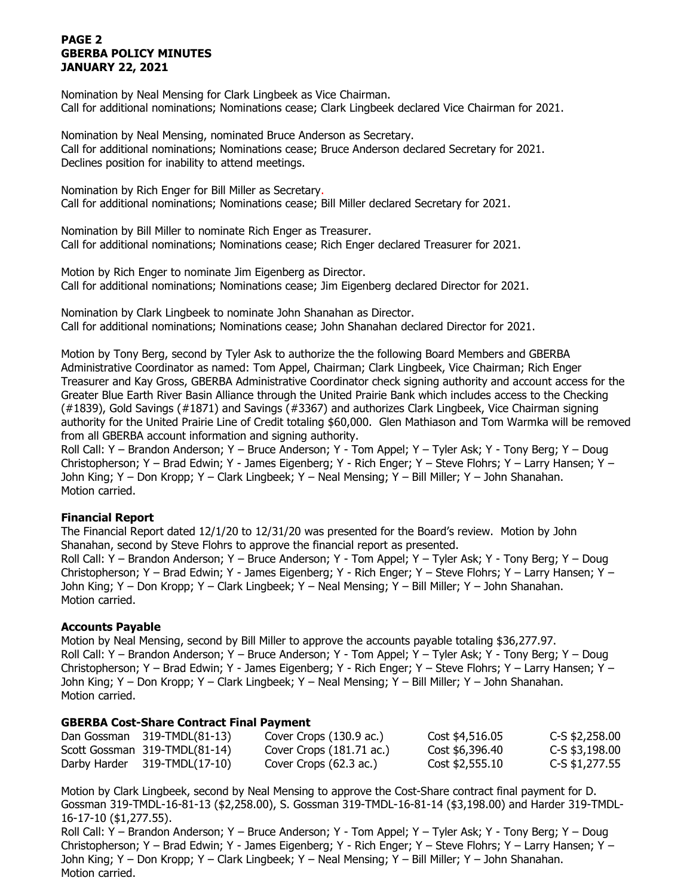Nomination by Neal Mensing for Clark Lingbeek as Vice Chairman.
Call for additional nominations; Nominations cease; Clark Lingbeek declared Vice Chairman for 2021.

Nomination by Neal Mensing, nominated Bruce Anderson as Secretary.
Call for additional nominations; Nominations cease; Bruce Anderson declared Secretary for 2021.
Declines position for inability to attend meetings.

Nomination by Rich Enger for Bill Miller as Secretary.
Call for additional nominations; Nominations cease; Bill Miller declared Secretary for 2021.

Nomination by Bill Miller to nominate Rich Enger as Treasurer.
Call for additional nominations; Nominations cease; Rich Enger declared Treasurer for 2021.

Motion by Rich Enger to nominate Jim Eigenberg as Director.
Call for additional nominations; Nominations cease; Jim Eigenberg declared Director for 2021.

Nomination by Clark Lingbeek to nominate John Shanahan as Director.
Call for additional nominations; Nominations cease; John Shanahan declared Director for 2021.

Motion by Tony Berg, second by Tyler Ask to authorize the the following Board Members and GBERBA Administrative Coordinator as named: Tom Appel, Chairman; Clark Lingbeek, Vice Chairman; Rich Enger Treasurer and Kay Gross, GBERBA Administrative Coordinator check signing authority and account access for the Greater Blue Earth River Basin Alliance through the United Prairie Bank which includes access to the Checking (#1839), Gold Savings (#1871) and Savings (#3367) and authorizes Clark Lingbeek, Vice Chairman signing authority for the United Prairie Line of Credit totaling $60,000. Glen Mathiason and Tom Warmka will be removed from all GBERBA account information and signing authority.
Roll Call: Y – Brandon Anderson; Y – Bruce Anderson; Y - Tom Appel; Y – Tyler Ask; Y - Tony Berg; Y – Doug Christopherson; Y – Brad Edwin; Y - James Eigenberg; Y - Rich Enger; Y – Steve Flohrs; Y – Larry Hansen; Y – John King; Y – Don Kropp; Y – Clark Lingbeek; Y – Neal Mensing; Y – Bill Miller; Y – John Shanahan.
Motion carried.

**Financial Report**

The Financial Report dated 12/1/20 to 12/31/20 was presented for the Board's review. Motion by John Shanahan, second by Steve Flohrs to approve the financial report as presented.
Roll Call: Y – Brandon Anderson; Y – Bruce Anderson; Y - Tom Appel; Y – Tyler Ask; Y - Tony Berg; Y – Doug Christopherson; Y – Brad Edwin; Y - James Eigenberg; Y - Rich Enger; Y – Steve Flohrs; Y – Larry Hansen; Y – John King; Y – Don Kropp; Y – Clark Lingbeek; Y – Neal Mensing; Y – Bill Miller; Y – John Shanahan.
Motion carried.

**Accounts Payable**

Motion by Neal Mensing, second by Bill Miller to approve the accounts payable totaling $36,277.97.
Roll Call: Y – Brandon Anderson; Y – Bruce Anderson; Y - Tom Appel; Y – Tyler Ask; Y - Tony Berg; Y – Doug Christopherson; Y – Brad Edwin; Y - James Eigenberg; Y - Rich Enger; Y – Steve Flohrs; Y – Larry Hansen; Y – John King; Y – Don Kropp; Y – Clark Lingbeek; Y – Neal Mensing; Y – Bill Miller; Y – John Shanahan.
Motion carried.

**GBERBA Cost-Share Contract Final Payment**

| | | | | |
|---|---|---|---|---|
| Dan Gossman | 319-TMDL(81-13) | Cover Crops (130.9 ac.) | Cost $4,516.05 | C-S $2,258.00 |
| Scott Gossman | 319-TMDL(81-14) | Cover Crops (181.71 ac.) | Cost $6,396.40 | C-S $3,198.00 |
| Darby Harder | 319-TMDL(17-10) | Cover Crops (62.3 ac.) | Cost $2,555.10 | C-S $1,277.55 |

Motion by Clark Lingbeek, second by Neal Mensing to approve the Cost-Share contract final payment for D. Gossman 319-TMDL-16-81-13 ($2,258.00), S. Gossman 319-TMDL-16-81-14 ($3,198.00) and Harder 319-TMDL-16-17-10 ($1,277.55).
Roll Call: Y – Brandon Anderson; Y – Bruce Anderson; Y - Tom Appel; Y – Tyler Ask; Y - Tony Berg; Y – Doug Christopherson; Y – Brad Edwin; Y - James Eigenberg; Y - Rich Enger; Y – Steve Flohrs; Y – Larry Hansen; Y – John King; Y – Don Kropp; Y – Clark Lingbeek; Y – Neal Mensing; Y – Bill Miller; Y – John Shanahan.
Motion carried.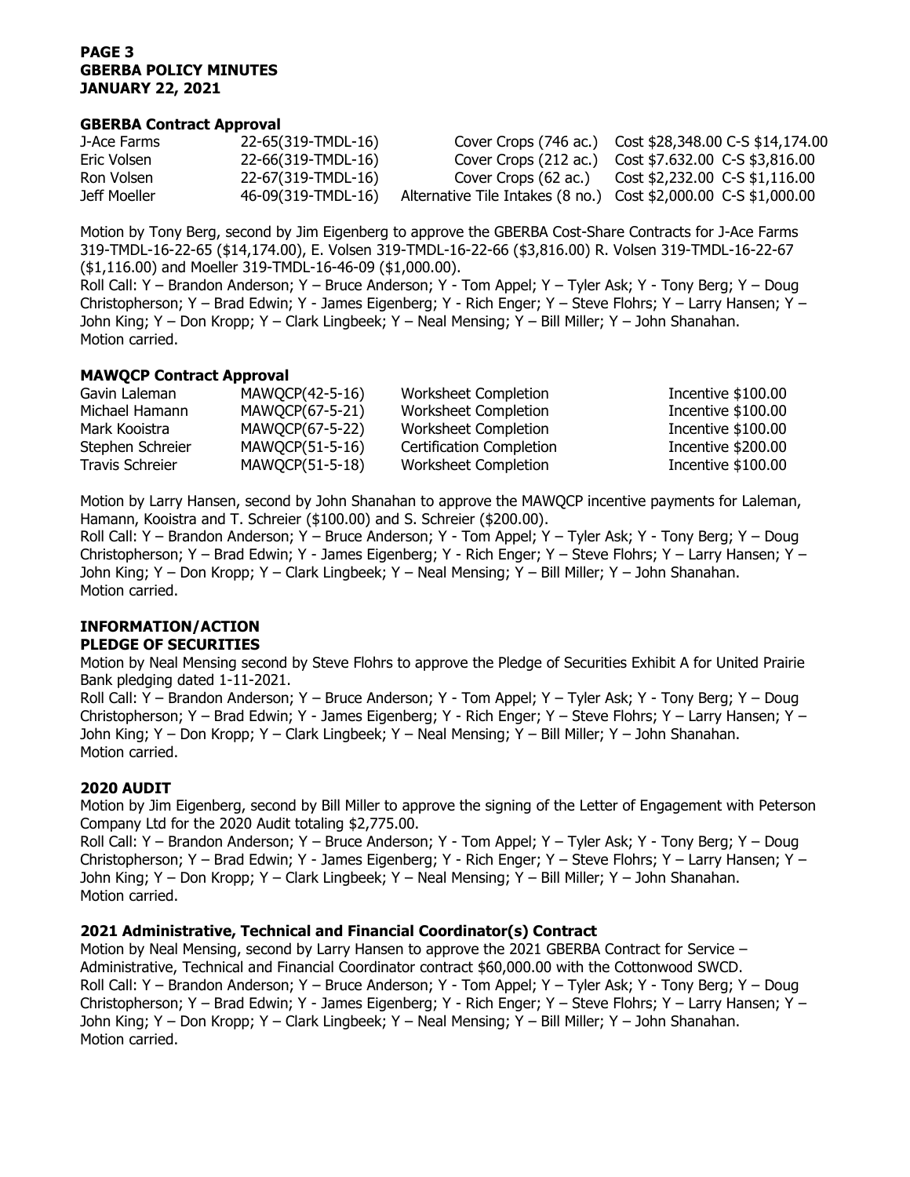### GBERBA Contract Approval

| | | | |
|---|---|---|---|
| J-Ace Farms | 22-65(319-TMDL-16) | Cover Crops (746 ac.) | Cost $28,348.00 C-S $14,174.00 |
| Eric Volsen | 22-66(319-TMDL-16) | Cover Crops (212 ac.) | Cost $7.632.00 C-S $3,816.00 |
| Ron Volsen | 22-67(319-TMDL-16) | Cover Crops (62 ac.) | Cost $2,232.00 C-S $1,116.00 |
| Jeff Moeller | 46-09(319-TMDL-16) | Alternative Tile Intakes (8 no.) | Cost $2,000.00 C-S $1,000.00 |

Motion by Tony Berg, second by Jim Eigenberg to approve the GBERBA Cost-Share Contracts for J-Ace Farms 319-TMDL-16-22-65 ($14,174.00), E. Volsen 319-TMDL-16-22-66 ($3,816.00) R. Volsen 319-TMDL-16-22-67 ($1,116.00) and Moeller 319-TMDL-16-46-09 ($1,000.00).
Roll Call: Y – Brandon Anderson; Y – Bruce Anderson; Y - Tom Appel; Y – Tyler Ask; Y - Tony Berg; Y – Doug Christopherson; Y – Brad Edwin; Y - James Eigenberg; Y - Rich Enger; Y – Steve Flohrs; Y – Larry Hansen; Y – John King; Y – Don Kropp; Y – Clark Lingbeek; Y – Neal Mensing; Y – Bill Miller; Y – John Shanahan.
Motion carried.

### MAWQCP Contract Approval

| | | | |
|---|---|---|---|
| Gavin Laleman | MAWQCP(42-5-16) | Worksheet Completion | Incentive $100.00 |
| Michael Hamann | MAWQCP(67-5-21) | Worksheet Completion | Incentive $100.00 |
| Mark Kooistra | MAWQCP(67-5-22) | Worksheet Completion | Incentive $100.00 |
| Stephen Schreier | MAWQCP(51-5-16) | Certification Completion | Incentive $200.00 |
| Travis Schreier | MAWQCP(51-5-18) | Worksheet Completion | Incentive $100.00 |

Motion by Larry Hansen, second by John Shanahan to approve the MAWQCP incentive payments for Laleman, Hamann, Kooistra and T. Schreier ($100.00) and S. Schreier ($200.00).
Roll Call: Y – Brandon Anderson; Y – Bruce Anderson; Y - Tom Appel; Y – Tyler Ask; Y - Tony Berg; Y – Doug Christopherson; Y – Brad Edwin; Y - James Eigenberg; Y - Rich Enger; Y – Steve Flohrs; Y – Larry Hansen; Y – John King; Y – Don Kropp; Y – Clark Lingbeek; Y – Neal Mensing; Y – Bill Miller; Y – John Shanahan.
Motion carried.

## INFORMATION/ACTION

### PLEDGE OF SECURITIES

Motion by Neal Mensing second by Steve Flohrs to approve the Pledge of Securities Exhibit A for United Prairie Bank pledging dated 1-11-2021.
Roll Call: Y – Brandon Anderson; Y – Bruce Anderson; Y - Tom Appel; Y – Tyler Ask; Y - Tony Berg; Y – Doug Christopherson; Y – Brad Edwin; Y - James Eigenberg; Y - Rich Enger; Y – Steve Flohrs; Y – Larry Hansen; Y – John King; Y – Don Kropp; Y – Clark Lingbeek; Y – Neal Mensing; Y – Bill Miller; Y – John Shanahan.
Motion carried.

### 2020 AUDIT

Motion by Jim Eigenberg, second by Bill Miller to approve the signing of the Letter of Engagement with Peterson Company Ltd for the 2020 Audit totaling $2,775.00.
Roll Call: Y – Brandon Anderson; Y – Bruce Anderson; Y - Tom Appel; Y – Tyler Ask; Y - Tony Berg; Y – Doug Christopherson; Y – Brad Edwin; Y - James Eigenberg; Y - Rich Enger; Y – Steve Flohrs; Y – Larry Hansen; Y – John King; Y – Don Kropp; Y – Clark Lingbeek; Y – Neal Mensing; Y – Bill Miller; Y – John Shanahan.
Motion carried.

### 2021 Administrative, Technical and Financial Coordinator(s) Contract

Motion by Neal Mensing, second by Larry Hansen to approve the 2021 GBERBA Contract for Service – Administrative, Technical and Financial Coordinator contract $60,000.00 with the Cottonwood SWCD.
Roll Call: Y – Brandon Anderson; Y – Bruce Anderson; Y - Tom Appel; Y – Tyler Ask; Y - Tony Berg; Y – Doug Christopherson; Y – Brad Edwin; Y - James Eigenberg; Y - Rich Enger; Y – Steve Flohrs; Y – Larry Hansen; Y – John King; Y – Don Kropp; Y – Clark Lingbeek; Y – Neal Mensing; Y – Bill Miller; Y – John Shanahan.
Motion carried.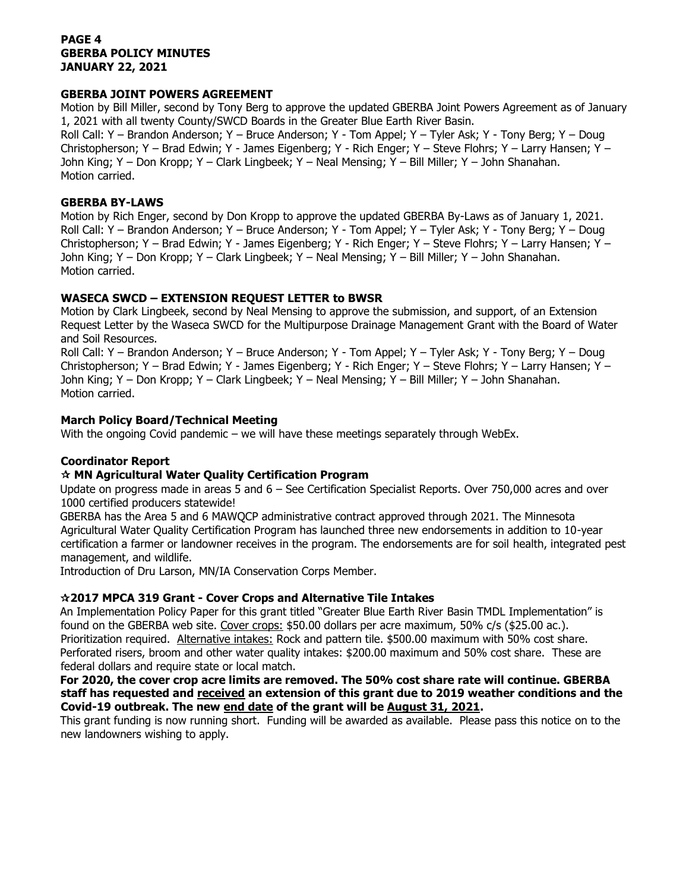## GBERBA JOINT POWERS AGREEMENT

Motion by Bill Miller, second by Tony Berg to approve the updated GBERBA Joint Powers Agreement as of January 1, 2021 with all twenty County/SWCD Boards in the Greater Blue Earth River Basin.
Roll Call: Y – Brandon Anderson; Y – Bruce Anderson; Y - Tom Appel; Y – Tyler Ask; Y - Tony Berg; Y – Doug Christopherson; Y – Brad Edwin; Y - James Eigenberg; Y - Rich Enger; Y – Steve Flohrs; Y – Larry Hansen; Y – John King; Y – Don Kropp; Y – Clark Lingbeek; Y – Neal Mensing; Y – Bill Miller; Y – John Shanahan.
Motion carried.

## GBERBA BY-LAWS

Motion by Rich Enger, second by Don Kropp to approve the updated GBERBA By-Laws as of January 1, 2021.
Roll Call: Y – Brandon Anderson; Y – Bruce Anderson; Y - Tom Appel; Y – Tyler Ask; Y - Tony Berg; Y – Doug Christopherson; Y – Brad Edwin; Y - James Eigenberg; Y - Rich Enger; Y – Steve Flohrs; Y – Larry Hansen; Y – John King; Y – Don Kropp; Y – Clark Lingbeek; Y – Neal Mensing; Y – Bill Miller; Y – John Shanahan.
Motion carried.

## WASECA SWCD – EXTENSION REQUEST LETTER to BWSR

Motion by Clark Lingbeek, second by Neal Mensing to approve the submission, and support, of an Extension Request Letter by the Waseca SWCD for the Multipurpose Drainage Management Grant with the Board of Water and Soil Resources.
Roll Call: Y – Brandon Anderson; Y – Bruce Anderson; Y - Tom Appel; Y – Tyler Ask; Y - Tony Berg; Y – Doug Christopherson; Y – Brad Edwin; Y - James Eigenberg; Y - Rich Enger; Y – Steve Flohrs; Y – Larry Hansen; Y – John King; Y – Don Kropp; Y – Clark Lingbeek; Y – Neal Mensing; Y – Bill Miller; Y – John Shanahan.
Motion carried.

## March Policy Board/Technical Meeting

With the ongoing Covid pandemic – we will have these meetings separately through WebEx.

## Coordinator Report

### ☆ MN Agricultural Water Quality Certification Program

Update on progress made in areas 5 and 6 – See Certification Specialist Reports. Over 750,000 acres and over 1000 certified producers statewide!

GBERBA has the Area 5 and 6 MAWQCP administrative contract approved through 2021. The Minnesota Agricultural Water Quality Certification Program has launched three new endorsements in addition to 10-year certification a farmer or landowner receives in the program. The endorsements are for soil health, integrated pest management, and wildlife.

Introduction of Dru Larson, MN/IA Conservation Corps Member.

### ☆2017 MPCA 319 Grant - Cover Crops and Alternative Tile Intakes

An Implementation Policy Paper for this grant titled "Greater Blue Earth River Basin TMDL Implementation" is found on the GBERBA web site. <u>Cover crops:</u> $50.00 dollars per acre maximum, 50% c/s ($25.00 ac.). Prioritization required. <u>Alternative intakes:</u> Rock and pattern tile. $500.00 maximum with 50% cost share. Perforated risers, broom and other water quality intakes: $200.00 maximum and 50% cost share. These are federal dollars and require state or local match.

**For 2020, the cover crop acre limits are removed. The 50% cost share rate will continue. GBERBA staff has requested and <u>received</u> an extension of this grant due to 2019 weather conditions and the Covid-19 outbreak. The new <u>end date</u> of the grant will be <u>August 31, 2021</u>.**

This grant funding is now running short. Funding will be awarded as available. Please pass this notice on to the new landowners wishing to apply.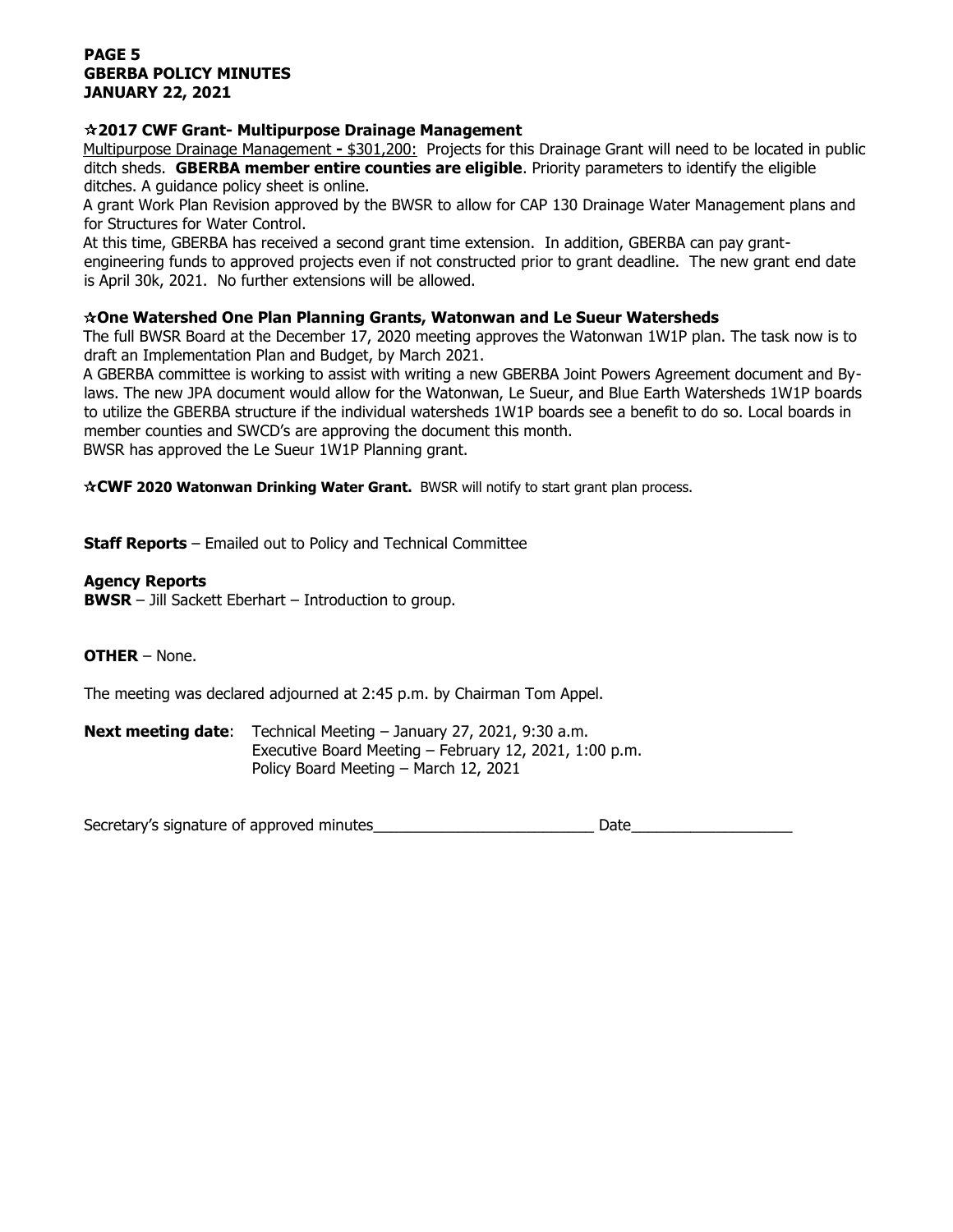### ☆2017 CWF Grant- Multipurpose Drainage Management

Multipurpose Drainage Management - $301,200: Projects for this Drainage Grant will need to be located in public ditch sheds. **GBERBA member entire counties are eligible**. Priority parameters to identify the eligible ditches. A guidance policy sheet is online.

A grant Work Plan Revision approved by the BWSR to allow for CAP 130 Drainage Water Management plans and for Structures for Water Control.

At this time, GBERBA has received a second grant time extension. In addition, GBERBA can pay grant-engineering funds to approved projects even if not constructed prior to grant deadline. The new grant end date is April 30k, 2021. No further extensions will be allowed.

### ☆One Watershed One Plan Planning Grants, Watonwan and Le Sueur Watersheds

The full BWSR Board at the December 17, 2020 meeting approves the Watonwan 1W1P plan. The task now is to draft an Implementation Plan and Budget, by March 2021.

A GBERBA committee is working to assist with writing a new GBERBA Joint Powers Agreement document and By-laws. The new JPA document would allow for the Watonwan, Le Sueur, and Blue Earth Watersheds 1W1P boards to utilize the GBERBA structure if the individual watersheds 1W1P boards see a benefit to do so. Local boards in member counties and SWCD's are approving the document this month.

BWSR has approved the Le Sueur 1W1P Planning grant.

**☆CWF 2020 Watonwan Drinking Water Grant.** BWSR will notify to start grant plan process.

**Staff Reports** – Emailed out to Policy and Technical Committee

**Agency Reports**

**BWSR** – Jill Sackett Eberhart – Introduction to group.

**OTHER** – None.

The meeting was declared adjourned at 2:45 p.m. by Chairman Tom Appel.

**Next meeting date**: Technical Meeting – January 27, 2021, 9:30 a.m.
Executive Board Meeting – February 12, 2021, 1:00 p.m.
Policy Board Meeting – March 12, 2021

Secretary's signature of approved minutes__________________________ Date___________________